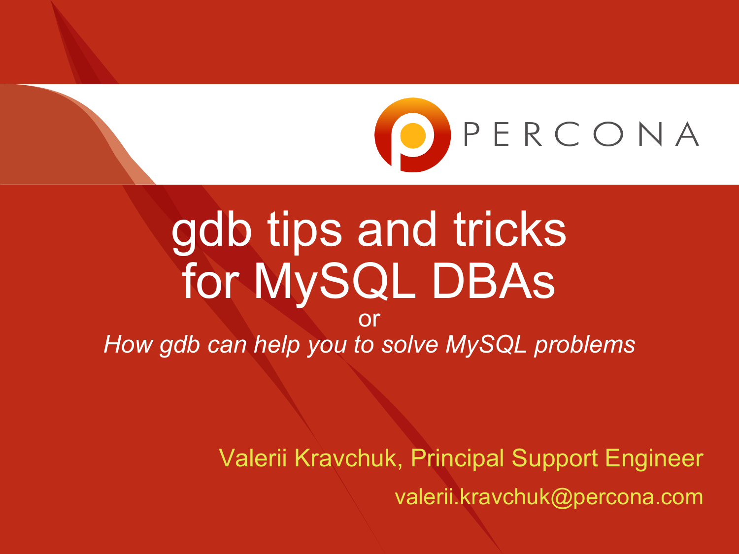# gdb tips and tricks for MySQL DBAs

or

*How gdb can help you to solve MySQL problems*

Valerii Kravchuk, Principal Support Engineer

valerii.kravchuk@percona.com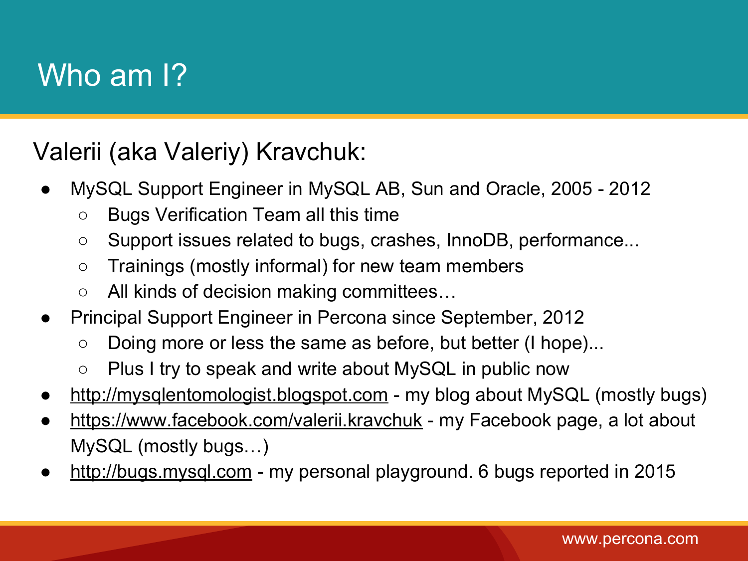# Who am I?

Valerii (aka Valeriy) Kravchuk:

- MySQL Support Engineer in MySQL AB, Sun and Oracle, 2005 - 2012
  - Bugs Verification Team all this time
  - Support issues related to bugs, crashes, InnoDB, performance...
  - Trainings (mostly informal) for new team members
  - All kinds of decision making committees…
- Principal Support Engineer in Percona since September, 2012
  - Doing more or less the same as before, but better (I hope)...
  - Plus I try to speak and write about MySQL in public now
- http://mysqlentomologist.blogspot.com - my blog about MySQL (mostly bugs)
- https://www.facebook.com/valerii.kravchuk - my Facebook page, a lot about MySQL (mostly bugs…)
- http://bugs.mysql.com - my personal playground. 6 bugs reported in 2015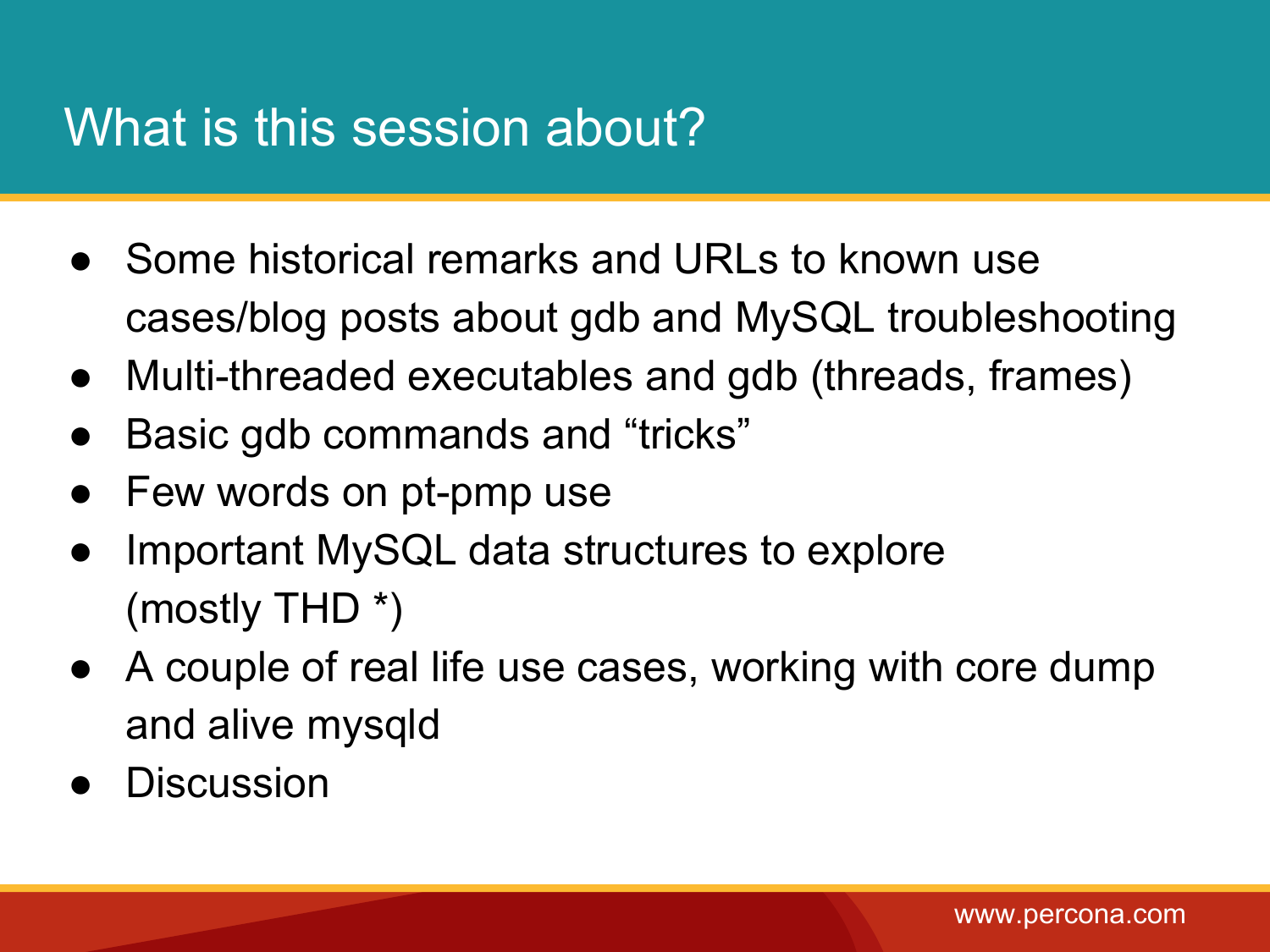# What is this session about?

- Some historical remarks and URLs to known use cases/blog posts about gdb and MySQL troubleshooting
- Multi-threaded executables and gdb (threads, frames)
- Basic gdb commands and “tricks”
- Few words on pt-pmp use
- Important MySQL data structures to explore (mostly THD *)
- A couple of real life use cases, working with core dump and alive mysqld
- Discussion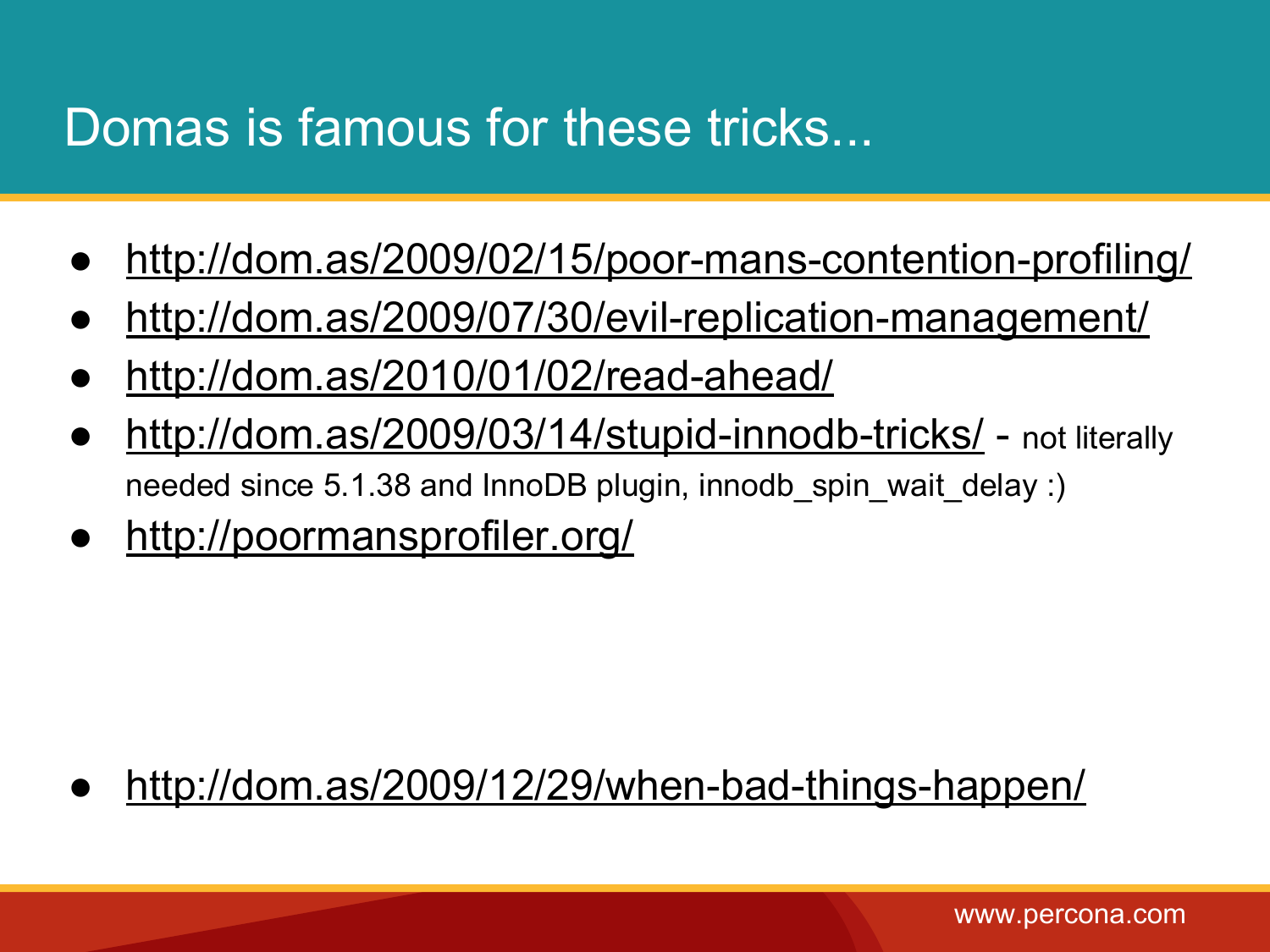# Domas is famous for these tricks...

- http://dom.as/2009/02/15/poor-mans-contention-profiling/
- http://dom.as/2009/07/30/evil-replication-management/
- http://dom.as/2010/01/02/read-ahead/
- http://dom.as/2009/03/14/stupid-innodb-tricks/ - not literally needed since 5.1.38 and InnoDB plugin, innodb_spin_wait_delay :)
- http://poormansprofiler.org/

- http://dom.as/2009/12/29/when-bad-things-happen/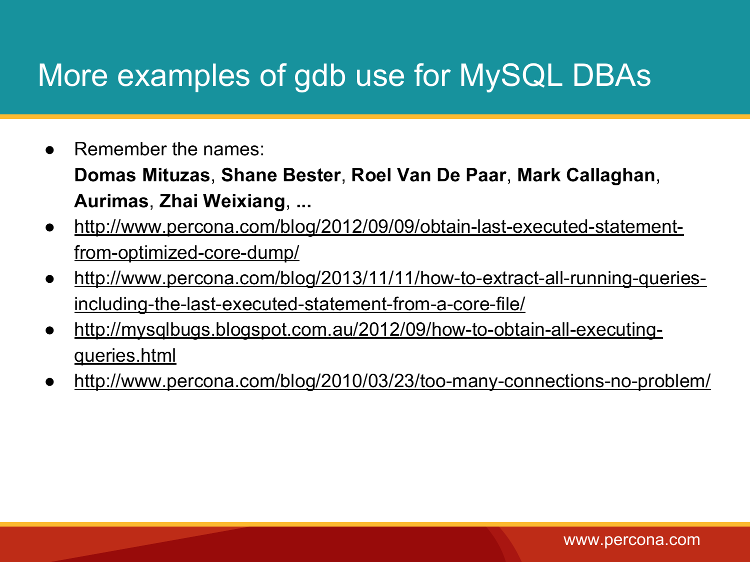# More examples of gdb use for MySQL DBAs

- Remember the names:
  **Domas Mituzas**, **Shane Bester**, **Roel Van De Paar**, **Mark Callaghan**, **Aurimas**, **Zhai Weixiang**, **...**
- http://www.percona.com/blog/2012/09/09/obtain-last-executed-statement-from-optimized-core-dump/
- http://www.percona.com/blog/2013/11/11/how-to-extract-all-running-queries-including-the-last-executed-statement-from-a-core-file/
- http://mysqlbugs.blogspot.com.au/2012/09/how-to-obtain-all-executing-queries.html
- http://www.percona.com/blog/2010/03/23/too-many-connections-no-problem/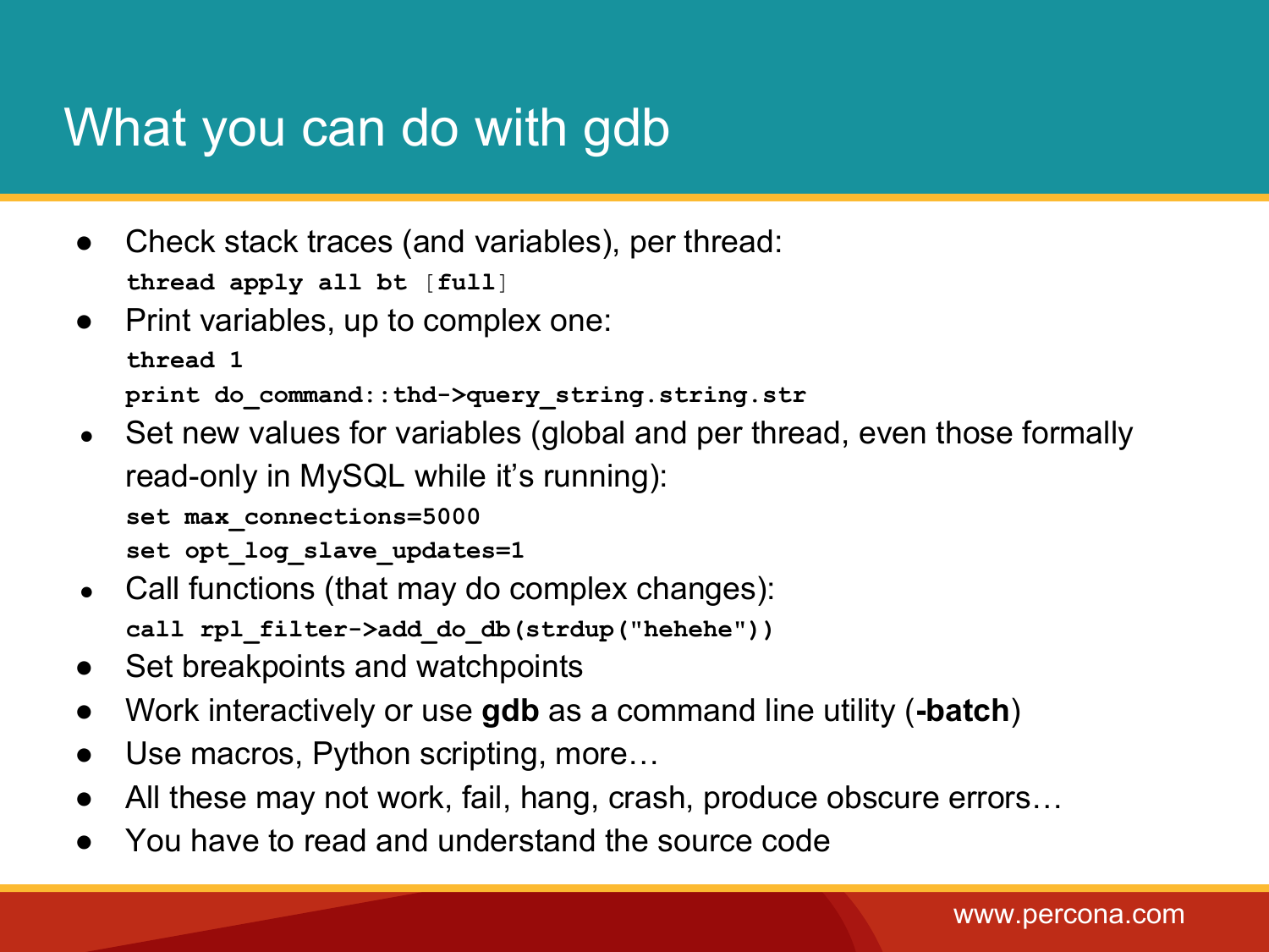# What you can do with gdb

- Check stack traces (and variables), per thread:
  ```
  thread apply all bt [full]
  ```
- Print variables, up to complex one:
  ```
  thread 1
  print do_command::thd->query_string.string.str
  ```
- Set new values for variables (global and per thread, even those formally read-only in MySQL while it’s running):
  ```
  set max_connections=5000
  set opt_log_slave_updates=1
  ```
- Call functions (that may do complex changes):
  ```
  call rpl_filter->add_do_db(strdup("hehehe"))
  ```
- Set breakpoints and watchpoints
- Work interactively or use **gdb** as a command line utility (**-batch**)
- Use macros, Python scripting, more…
- All these may not work, fail, hang, crash, produce obscure errors…
- You have to read and understand the source code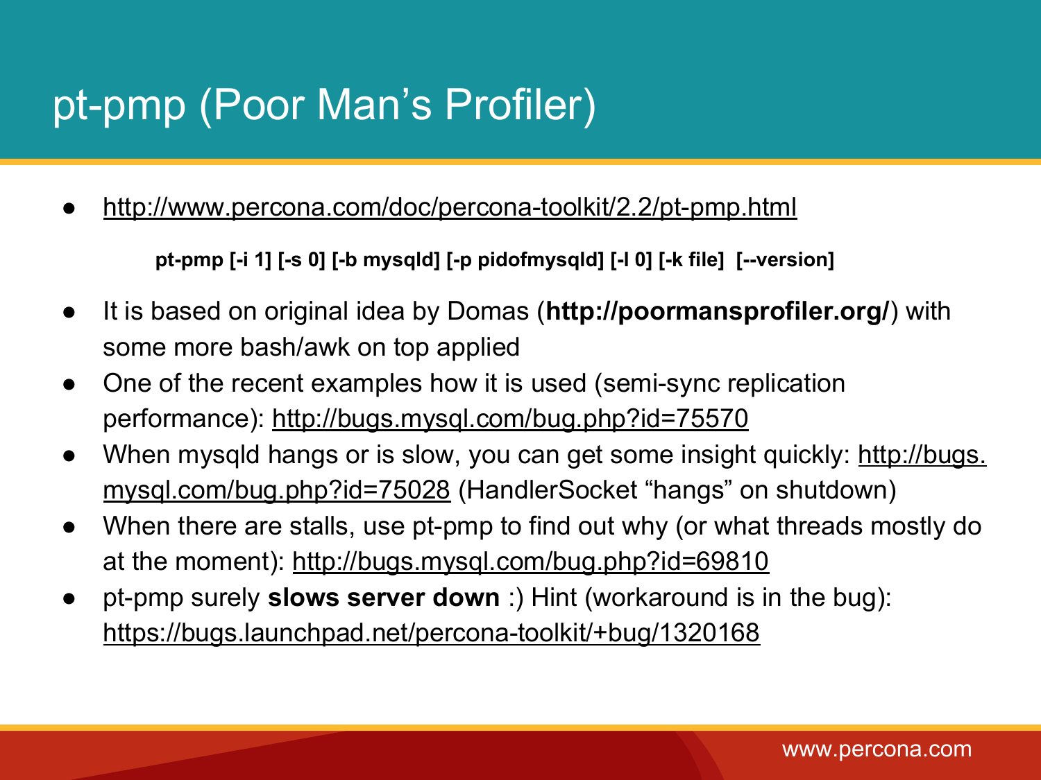# pt-pmp (Poor Man's Profiler)

- http://www.percona.com/doc/percona-toolkit/2.2/pt-pmp.html

  **pt-pmp [-i 1] [-s 0] [-b mysqld] [-p pidofmysqld] [-l 0] [-k file] [--version]**

- It is based on original idea by Domas (**http://poormansprofiler.org/**) with some more bash/awk on top applied
- One of the recent examples how it is used (semi-sync replication performance): http://bugs.mysql.com/bug.php?id=75570
- When mysqld hangs or is slow, you can get some insight quickly: http://bugs.mysql.com/bug.php?id=75028 (HandlerSocket "hangs" on shutdown)
- When there are stalls, use pt-pmp to find out why (or what threads mostly do at the moment): http://bugs.mysql.com/bug.php?id=69810
- pt-pmp surely **slows server down** :) Hint (workaround is in the bug): https://bugs.launchpad.net/percona-toolkit/+bug/1320168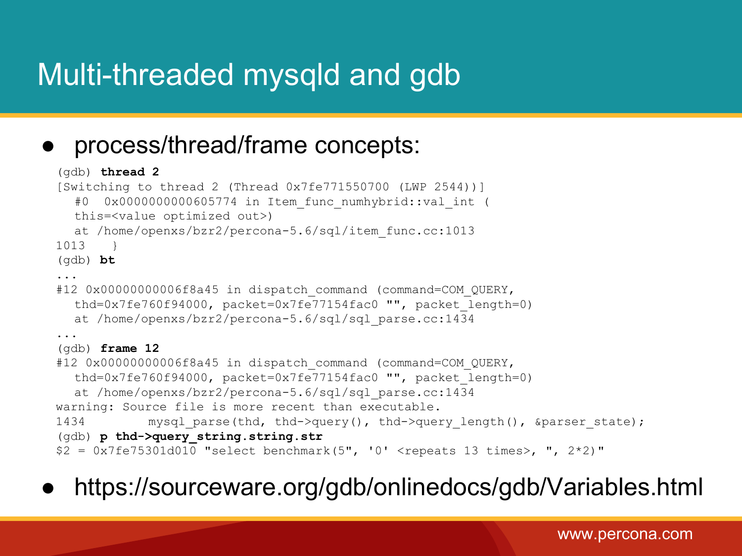# Multi-threaded mysqld and gdb

- process/thread/frame concepts:

```
(gdb) thread 2
[Switching to thread 2 (Thread 0x7fe771550700 (LWP 2544))]
  #0  0x0000000000605774 in Item_func_numhybrid::val_int (
  this=<value optimized out>)
  at /home/openxs/bzr2/percona-5.6/sql/item_func.cc:1013
1013    }
(gdb) bt
...
#12 0x00000000006f8a45 in dispatch_command (command=COM_QUERY,
  thd=0x7fe760f94000, packet=0x7fe77154fac0 "", packet_length=0)
  at /home/openxs/bzr2/percona-5.6/sql/sql_parse.cc:1434
...
(gdb) frame 12
#12 0x00000000006f8a45 in dispatch_command (command=COM_QUERY,
  thd=0x7fe760f94000, packet=0x7fe77154fac0 "", packet_length=0)
  at /home/openxs/bzr2/percona-5.6/sql/sql_parse.cc:1434
warning: Source file is more recent than executable.
1434          mysql_parse(thd, thd->query(), thd->query_length(), &parser_state);
(gdb) p thd->query_string.string.str
$2 = 0x7fe75301d010 "select benchmark(5", '0' <repeats 13 times>, ", 2*2)"
```

- https://sourceware.org/gdb/onlinedocs/gdb/Variables.html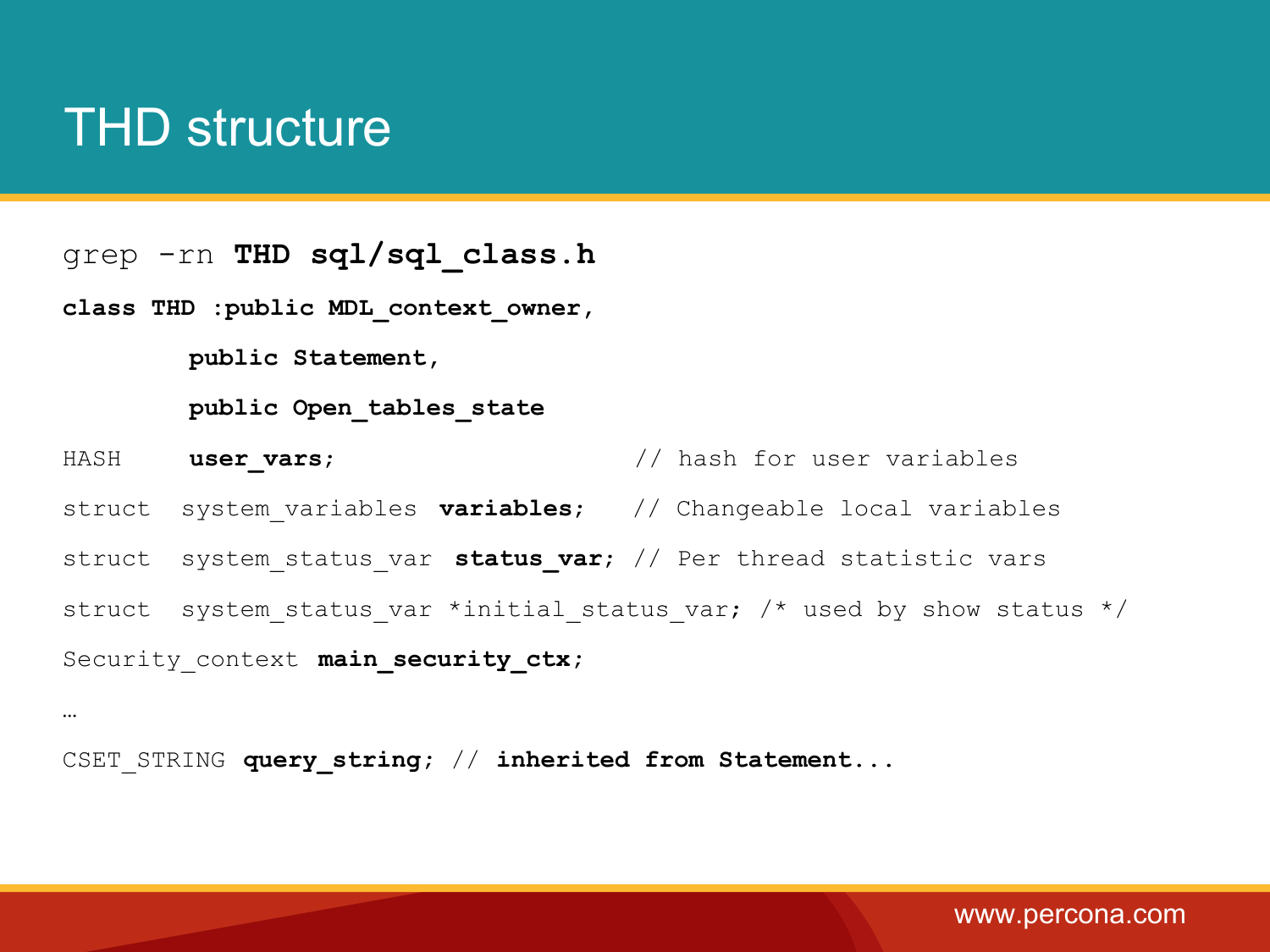# THD structure

```
grep -rn THD sql/sql_class.h
class THD :public MDL_context_owner,
        public Statement,
        public Open_tables_state
HASH     user_vars;                    // hash for user variables
struct  system_variables variables;   // Changeable local variables
struct  system_status_var status_var; // Per thread statistic vars
struct  system_status_var *initial_status_var; /* used by show status */
Security_context main_security_ctx;
…
CSET_STRING query_string; // inherited from Statement...
```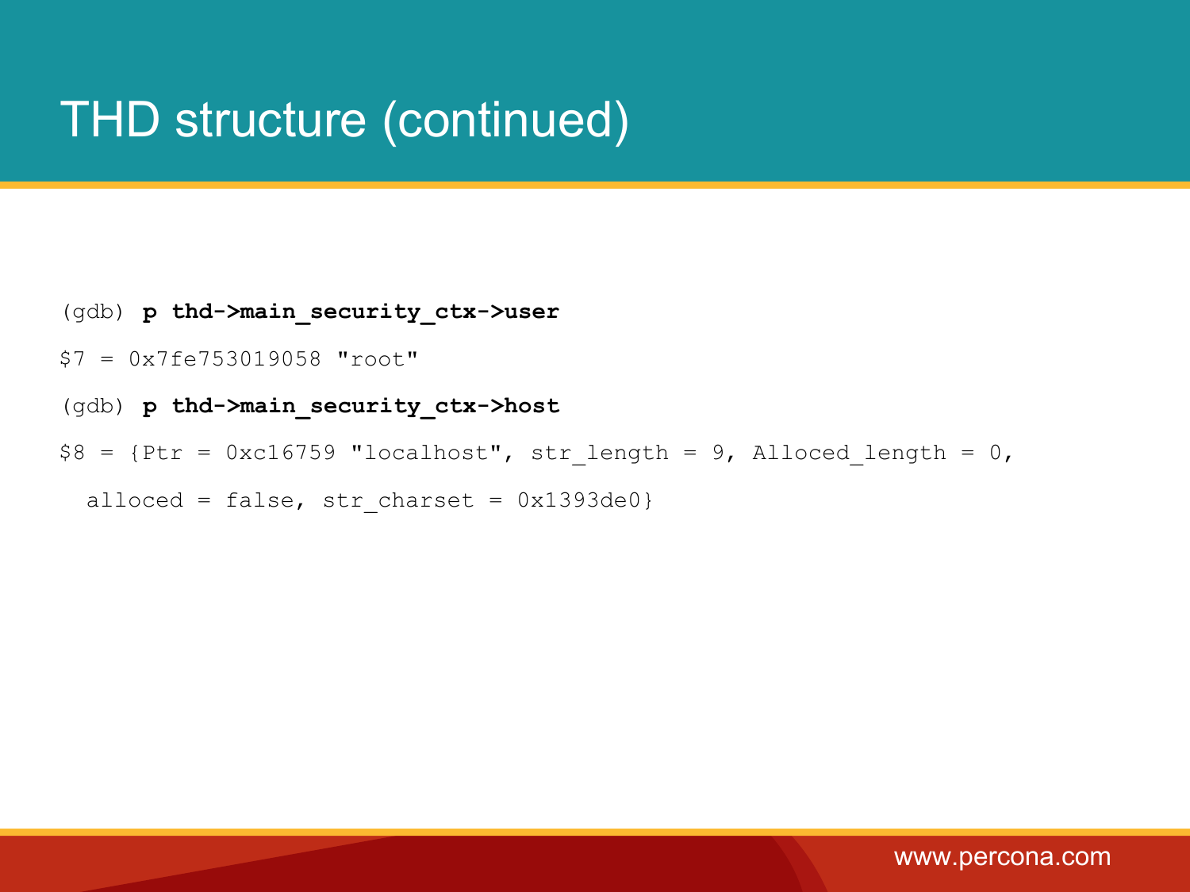# THD structure (continued)

```
(gdb) p thd->main_security_ctx->user
$7 = 0x7fe753019058 "root"
(gdb) p thd->main_security_ctx->host
$8 = {Ptr = 0xc16759 "localhost", str_length = 9, Alloced_length = 0,
  alloced = false, str_charset = 0x1393de0}
```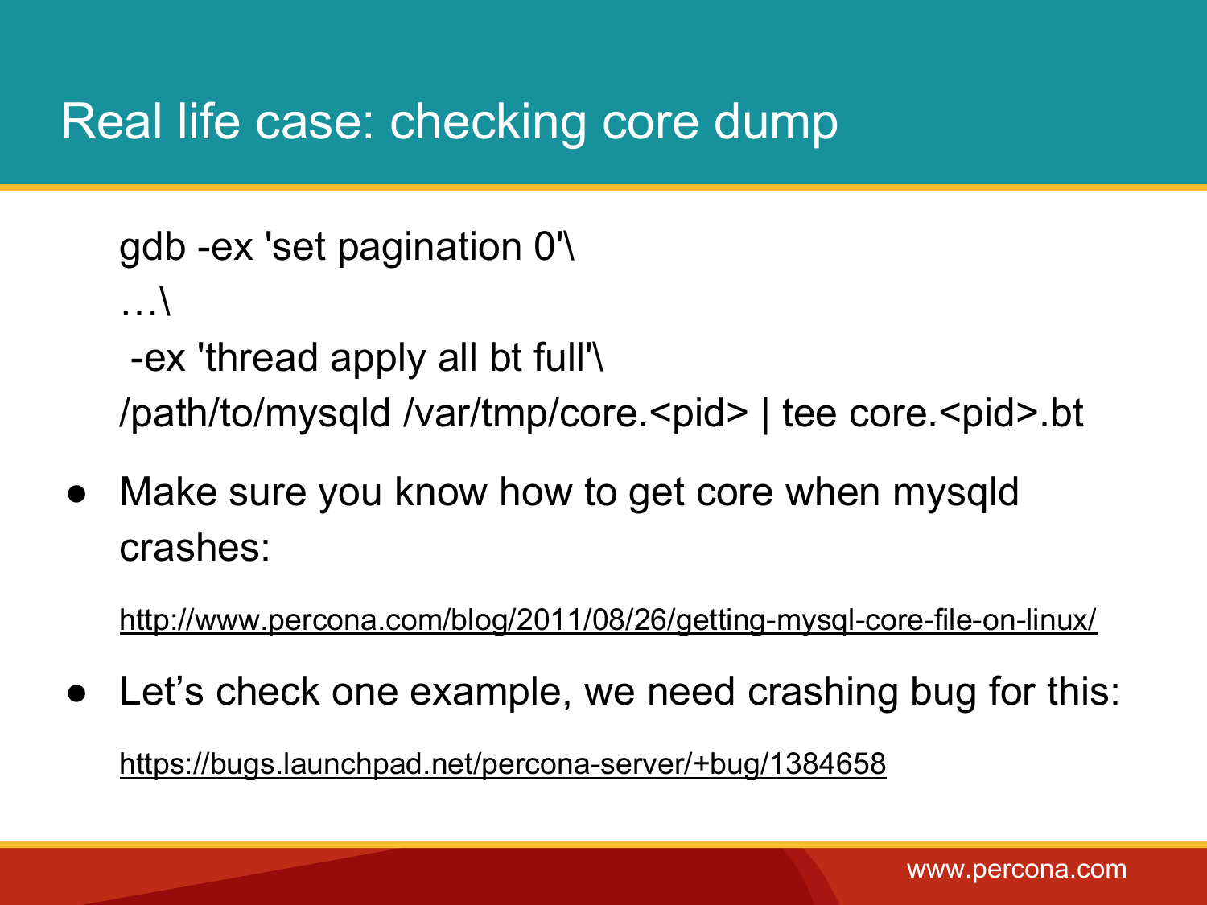# Real life case: checking core dump

```
gdb -ex 'set pagination 0'\
…\
 -ex 'thread apply all bt full'\
/path/to/mysqld /var/tmp/core.<pid> | tee core.<pid>.bt
```

- Make sure you know how to get core when mysqld crashes:

  http://www.percona.com/blog/2011/08/26/getting-mysql-core-file-on-linux/

- Let’s check one example, we need crashing bug for this:

  https://bugs.launchpad.net/percona-server/+bug/1384658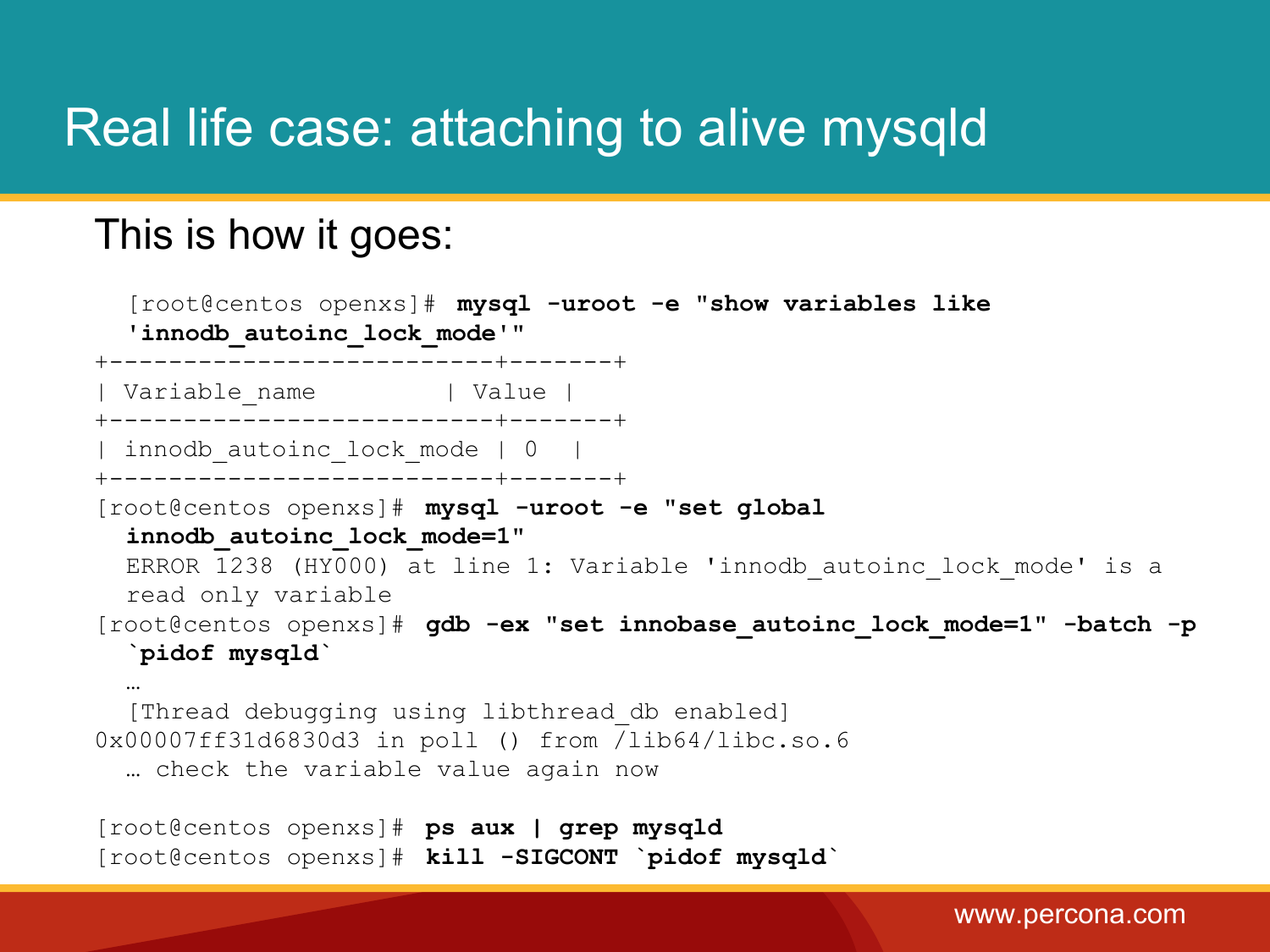# Real life case: attaching to alive mysqld

This is how it goes:

```
[root@centos openxs]# mysql -uroot -e "show variables like
'innodb_autoinc_lock_mode'"
+--------------------------+-------+
| Variable_name            | Value |
+--------------------------+-------+
| innodb_autoinc_lock_mode | 0     |
+--------------------------+-------+
[root@centos openxs]# mysql -uroot -e "set global
  innodb_autoinc_lock_mode=1"
  ERROR 1238 (HY000) at line 1: Variable 'innodb_autoinc_lock_mode' is a
  read only variable
[root@centos openxs]# gdb -ex "set innobase_autoinc_lock_mode=1" -batch -p
  `pidof mysqld`
  …
  [Thread debugging using libthread_db enabled]
0x00007ff31d6830d3 in poll () from /lib64/libc.so.6
  … check the variable value again now

[root@centos openxs]# ps aux | grep mysqld
[root@centos openxs]# kill -SIGCONT `pidof mysqld`
```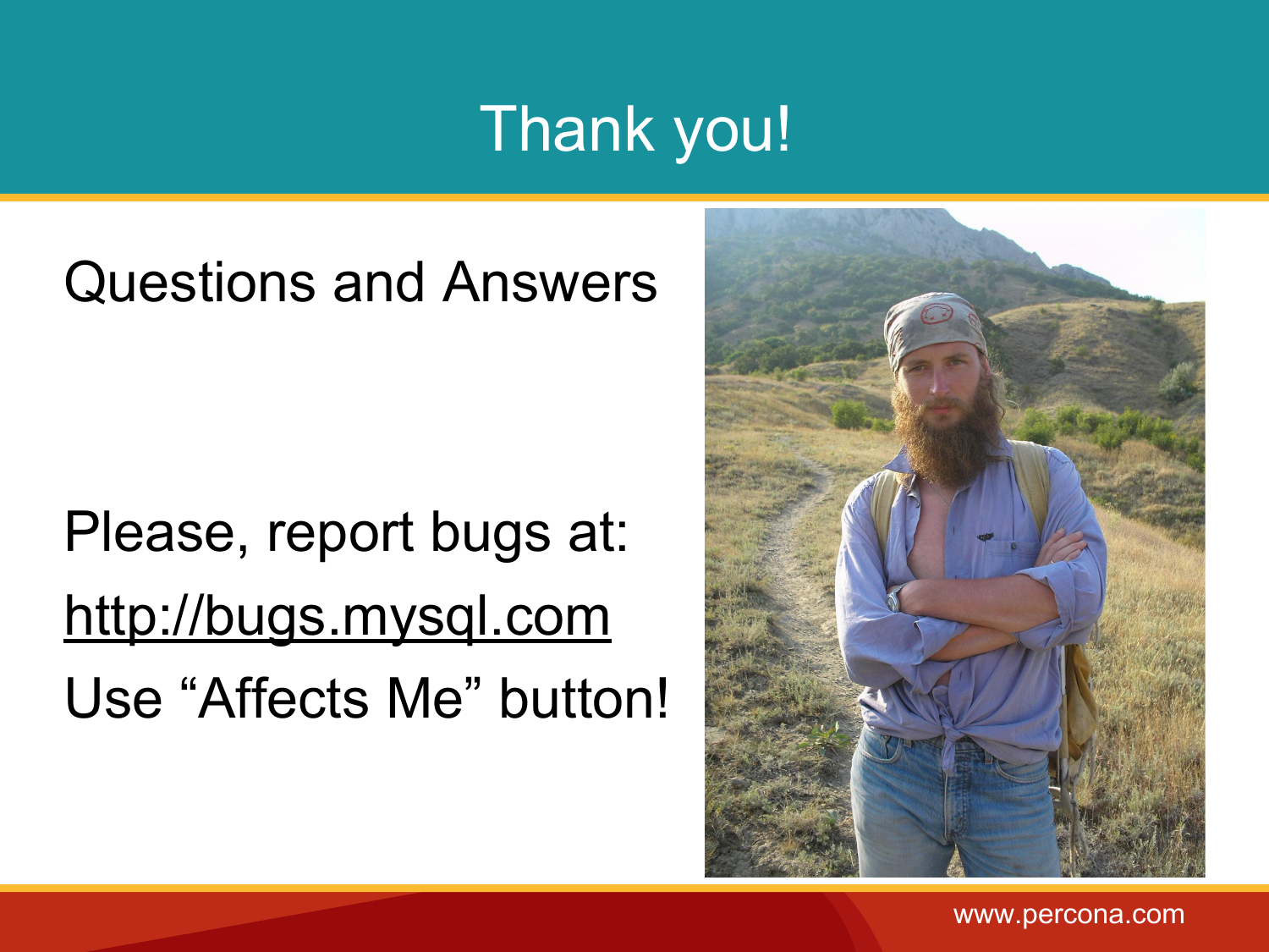# Thank you!

Questions and Answers

Please, report bugs at:

http://bugs.mysql.com

Use “Affects Me” button!